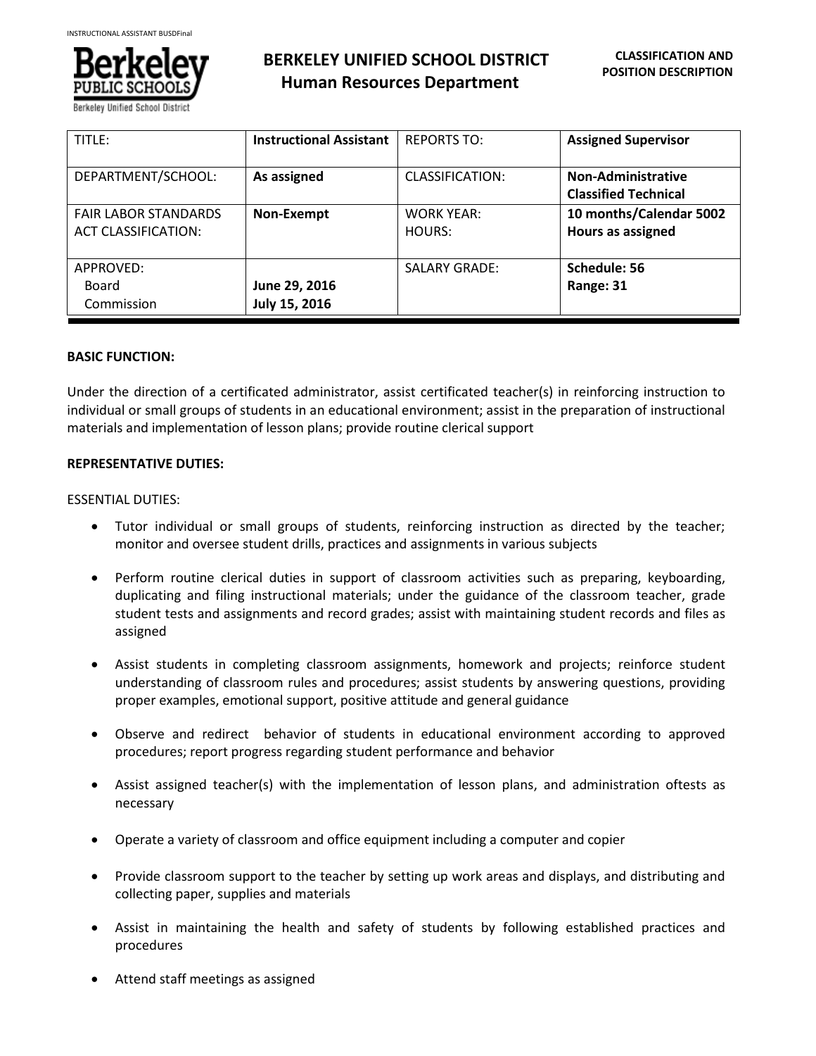# BERKELEY UNIFIED SCHOOL DISTRICT
## Human Resources Department

**CLASSIFICATION AND POSITION DESCRIPTION**

| TITLE: | **Instructional Assistant** | REPORTS TO: | **Assigned Supervisor** |
|---|---|---|---|
| DEPARTMENT/SCHOOL: | **As assigned** | CLASSIFICATION: | **Non-Administrative Classified Technical** |
| FAIR LABOR STANDARDS ACT CLASSIFICATION: | **Non-Exempt** | WORK YEAR: HOURS: | **10 months/Calendar 5002 Hours as assigned** |
| APPROVED: Board Commission | **June 29, 2016 July 15, 2016** | SALARY GRADE: | **Schedule: 56 Range: 31** |

**BASIC FUNCTION:**

Under the direction of a certificated administrator, assist certificated teacher(s) in reinforcing instruction to individual or small groups of students in an educational environment; assist in the preparation of instructional materials and implementation of lesson plans; provide routine clerical support

**REPRESENTATIVE DUTIES:**

ESSENTIAL DUTIES:

- Tutor individual or small groups of students, reinforcing instruction as directed by the teacher; monitor and oversee student drills, practices and assignments in various subjects
- Perform routine clerical duties in support of classroom activities such as preparing, keyboarding, duplicating and filing instructional materials; under the guidance of the classroom teacher, grade student tests and assignments and record grades; assist with maintaining student records and files as assigned
- Assist students in completing classroom assignments, homework and projects; reinforce student understanding of classroom rules and procedures; assist students by answering questions, providing proper examples, emotional support, positive attitude and general guidance
- Observe and redirect behavior of students in educational environment according to approved procedures; report progress regarding student performance and behavior
- Assist assigned teacher(s) with the implementation of lesson plans, and administration oftests as necessary
- Operate a variety of classroom and office equipment including a computer and copier
- Provide classroom support to the teacher by setting up work areas and displays, and distributing and collecting paper, supplies and materials
- Assist in maintaining the health and safety of students by following established practices and procedures
- Attend staff meetings as assigned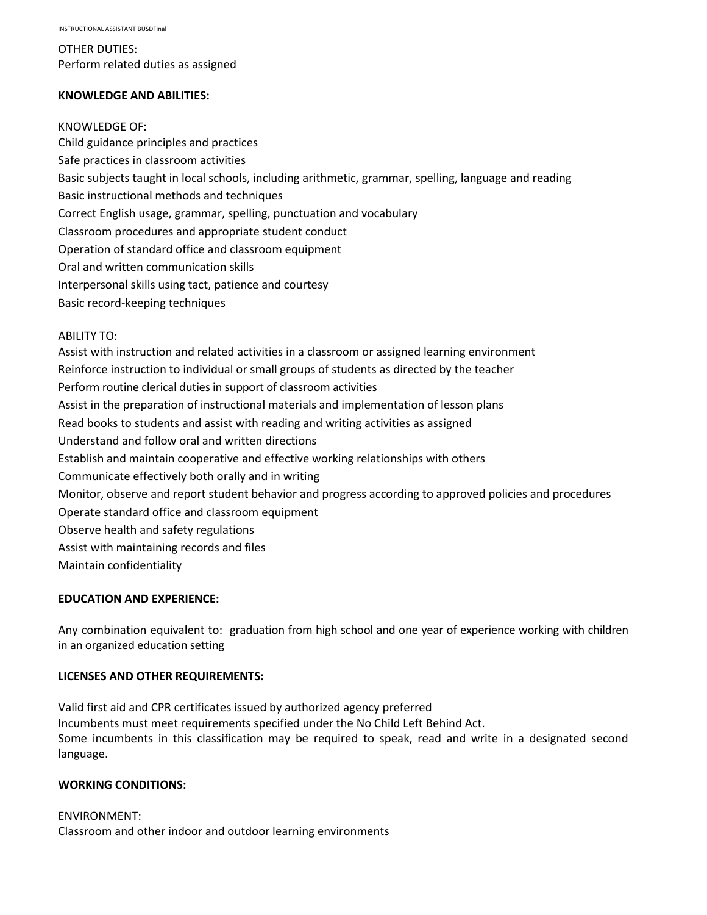OTHER DUTIES:
Perform related duties as assigned

**KNOWLEDGE AND ABILITIES:**

KNOWLEDGE OF:
Child guidance principles and practices
Safe practices in classroom activities
Basic subjects taught in local schools, including arithmetic, grammar, spelling, language and reading
Basic instructional methods and techniques
Correct English usage, grammar, spelling, punctuation and vocabulary
Classroom procedures and appropriate student conduct
Operation of standard office and classroom equipment
Oral and written communication skills
Interpersonal skills using tact, patience and courtesy
Basic record-keeping techniques

ABILITY TO:
Assist with instruction and related activities in a classroom or assigned learning environment
Reinforce instruction to individual or small groups of students as directed by the teacher
Perform routine clerical duties in support of classroom activities
Assist in the preparation of instructional materials and implementation of lesson plans
Read books to students and assist with reading and writing activities as assigned
Understand and follow oral and written directions
Establish and maintain cooperative and effective working relationships with others
Communicate effectively both orally and in writing
Monitor, observe and report student behavior and progress according to approved policies and procedures
Operate standard office and classroom equipment
Observe health and safety regulations
Assist with maintaining records and files
Maintain confidentiality

**EDUCATION AND EXPERIENCE:**

Any combination equivalent to: graduation from high school and one year of experience working with children in an organized education setting

**LICENSES AND OTHER REQUIREMENTS:**

Valid first aid and CPR certificates issued by authorized agency preferred
Incumbents must meet requirements specified under the No Child Left Behind Act.
Some incumbents in this classification may be required to speak, read and write in a designated second language.

**WORKING CONDITIONS:**

ENVIRONMENT:
Classroom and other indoor and outdoor learning environments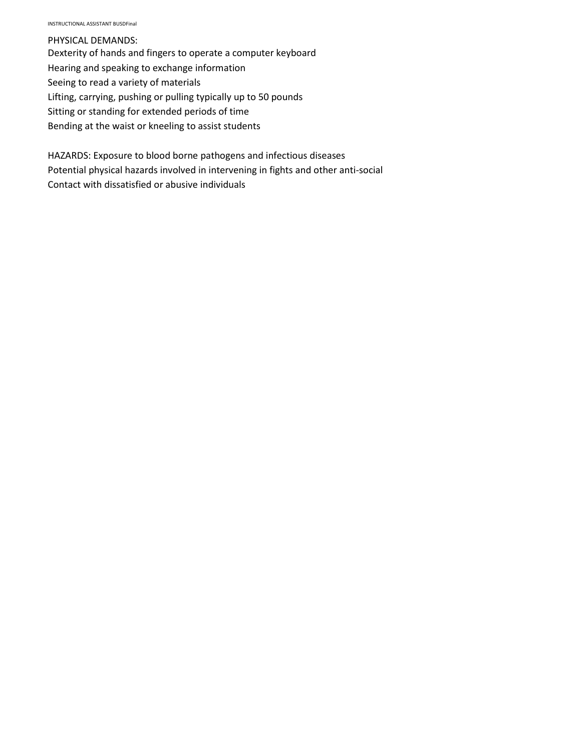PHYSICAL DEMANDS:
Dexterity of hands and fingers to operate a computer keyboard
Hearing and speaking to exchange information
Seeing to read a variety of materials
Lifting, carrying, pushing or pulling typically up to 50 pounds
Sitting or standing for extended periods of time
Bending at the waist or kneeling to assist students

HAZARDS: Exposure to blood borne pathogens and infectious diseases
Potential physical hazards involved in intervening in fights and other anti-social
Contact with dissatisfied or abusive individuals